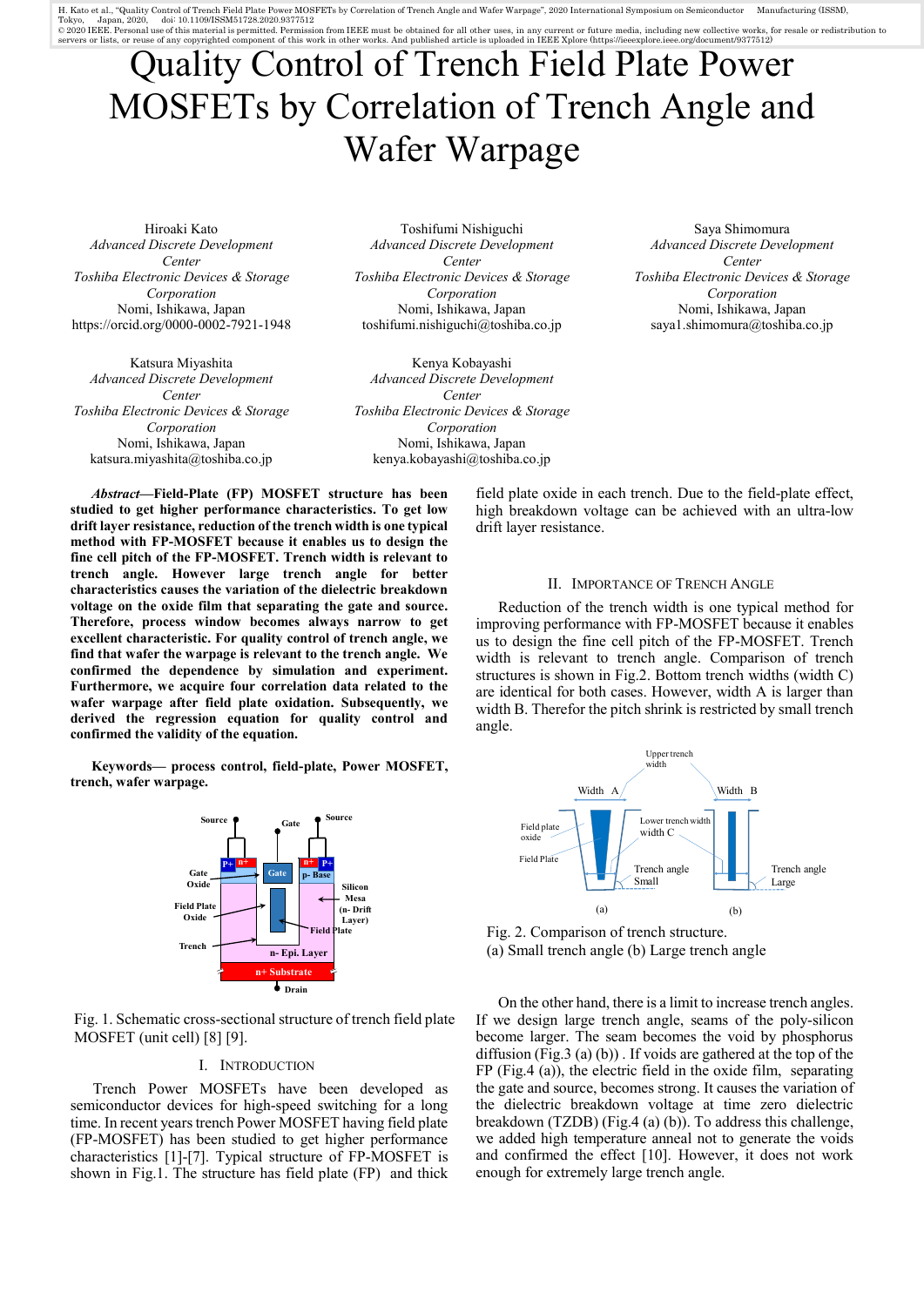H. Kato et al., "Quality Control of Trench Field Plate Power MOSFETs by Correlation of Trench Angle and Wafer Warpage", 2020 International Symposium on Semiconductor Manufacturing (ISSM), Tokyo, Japan, 2020, doi: 10.1109/ISSM51728.2020.9377512
© 2020 IEEE. Personal use of this material is permitted. Permission from IEEE must be obtained for all other uses, in any current or future media, including new collective works, for resale or redistribution to servers or lists, or reuse of any copyrighted component of this work in other works. And published article is uploaded in IEEE Xplore (https://ieeexplore.ieee.org/document/9377512)

# Quality Control of Trench Field Plate Power MOSFETs by Correlation of Trench Angle and Wafer Warpage

Hiroaki Kato
*Advanced Discrete Development Center*
*Toshiba Electronic Devices & Storage Corporation*
Nomi, Ishikawa, Japan
https://orcid.org/0000-0002-7921-1948

Toshifumi Nishiguchi
*Advanced Discrete Development Center*
*Toshiba Electronic Devices & Storage Corporation*
Nomi, Ishikawa, Japan
toshifumi.nishiguchi@toshiba.co.jp

Saya Shimomura
*Advanced Discrete Development Center*
*Toshiba Electronic Devices & Storage Corporation*
Nomi, Ishikawa, Japan
saya1.shimomura@toshiba.co.jp

Katsura Miyashita
*Advanced Discrete Development Center*
*Toshiba Electronic Devices & Storage Corporation*
Nomi, Ishikawa, Japan
katsura.miyashita@toshiba.co.jp

Kenya Kobayashi
*Advanced Discrete Development Center*
*Toshiba Electronic Devices & Storage Corporation*
Nomi, Ishikawa, Japan
kenya.kobayashi@toshiba.co.jp

***Abstract*—Field-Plate (FP) MOSFET structure has been studied to get higher performance characteristics. To get low drift layer resistance, reduction of the trench width is one typical method with FP-MOSFET because it enables us to design the fine cell pitch of the FP-MOSFET. Trench width is relevant to trench angle. However large trench angle for better characteristics causes the variation of the dielectric breakdown voltage on the oxide film that separating the gate and source. Therefore, process window becomes always narrow to get excellent characteristic. For quality control of trench angle, we find that wafer the warpage is relevant to the trench angle. We confirmed the dependence by simulation and experiment. Furthermore, we acquire four correlation data related to the wafer warpage after field plate oxidation. Subsequently, we derived the regression equation for quality control and confirmed the validity of the equation.**

**Keywords— process control, field-plate, Power MOSFET, trench, wafer warpage.**

Fig. 1. Schematic cross-sectional structure of trench field plate MOSFET (unit cell) [8] [9].

## I. Introduction

Trench Power MOSFETs have been developed as semiconductor devices for high-speed switching for a long time. In recent years trench Power MOSFET having field plate (FP-MOSFET) has been studied to get higher performance characteristics [1]-[7]. Typical structure of FP-MOSFET is shown in Fig.1. The structure has field plate (FP) and thick field plate oxide in each trench. Due to the field-plate effect, high breakdown voltage can be achieved with an ultra-low drift layer resistance.

## II. Importance of Trench Angle

Reduction of the trench width is one typical method for improving performance with FP-MOSFET because it enables us to design the fine cell pitch of the FP-MOSFET. Trench width is relevant to trench angle. Comparison of trench structures is shown in Fig.2. Bottom trench widths (width C) are identical for both cases. However, width A is larger than width B. Therefor the pitch shrink is restricted by small trench angle.

Fig. 2. Comparison of trench structure.
(a) Small trench angle (b) Large trench angle

On the other hand, there is a limit to increase trench angles. If we design large trench angle, seams of the poly-silicon become larger. The seam becomes the void by phosphorus diffusion (Fig.3 (a) (b)) . If voids are gathered at the top of the FP (Fig.4 (a)), the electric field in the oxide film, separating the gate and source, becomes strong. It causes the variation of the dielectric breakdown voltage at time zero dielectric breakdown (TZDB) (Fig.4 (a) (b)). To address this challenge, we added high temperature anneal not to generate the voids and confirmed the effect [10]. However, it does not work enough for extremely large trench angle.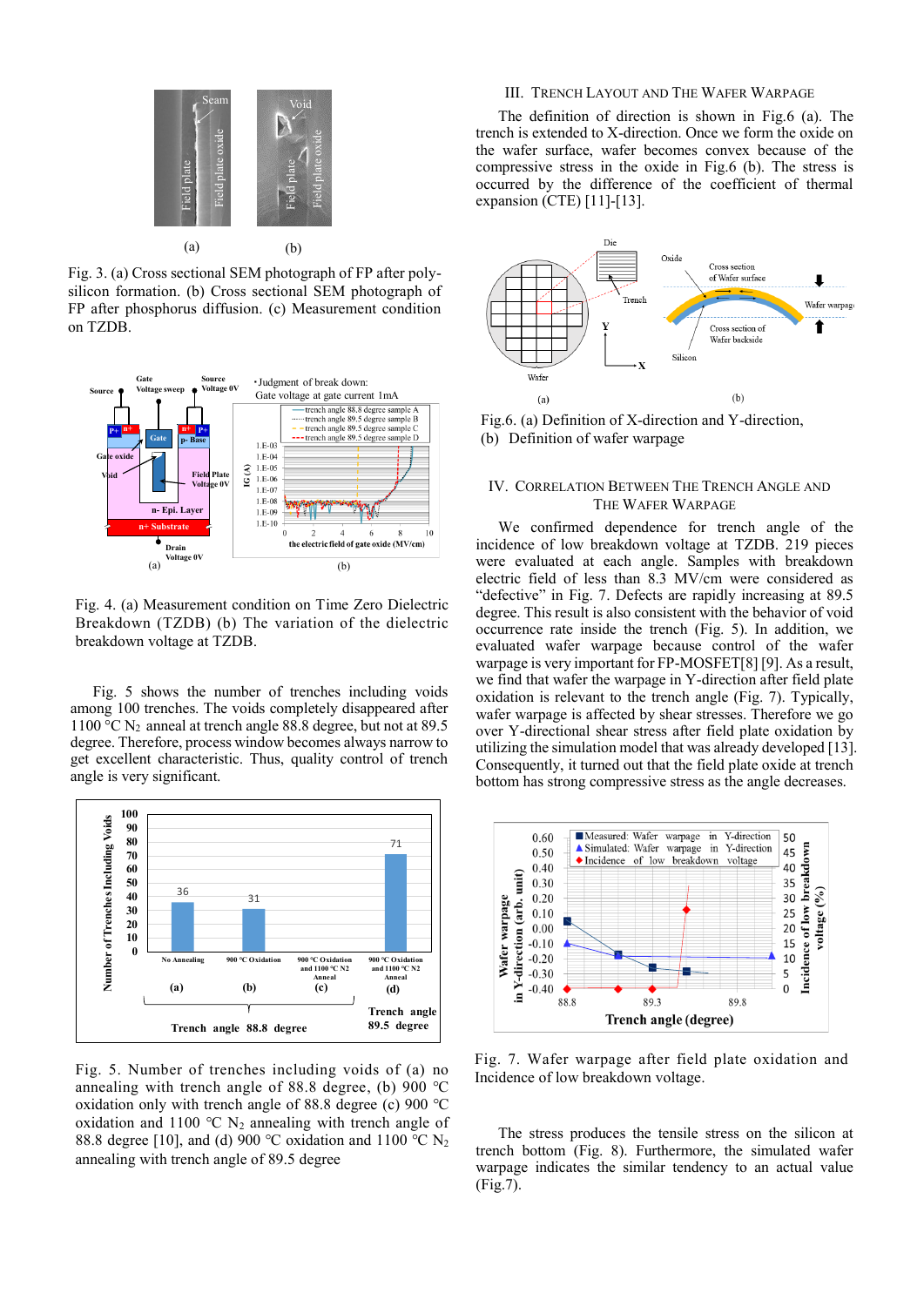Fig. 3. (a) Cross sectional SEM photograph of FP after poly-silicon formation. (b) Cross sectional SEM photograph of FP after phosphorus diffusion. (c) Measurement condition on TZDB.

Fig. 4. (a) Measurement condition on Time Zero Dielectric Breakdown (TZDB) (b) The variation of the dielectric breakdown voltage at TZDB.

Fig. 5 shows the number of trenches including voids among 100 trenches. The voids completely disappeared after 1100 °C $N_2$ anneal at trench angle 88.8 degree, but not at 89.5 degree. Therefore, process window becomes always narrow to get excellent characteristic. Thus, quality control of trench angle is very significant.

Fig. 5. Number of trenches including voids of (a) no annealing with trench angle of 88.8 degree, (b) 900 °C oxidation only with trench angle of 88.8 degree (c) 900 °C oxidation and 1100 °C $N_2$ annealing with trench angle of 88.8 degree [10], and (d) 900 °C oxidation and 1100 °C $N_2$ annealing with trench angle of 89.5 degree

## III. Trench Layout and the Wafer Warpage

The definition of direction is shown in Fig.6 (a). The trench is extended to X-direction. Once we form the oxide on the wafer surface, wafer becomes convex because of the compressive stress in the oxide in Fig.6 (b). The stress is occurred by the difference of the coefficient of thermal expansion (CTE) [11]-[13].

Fig.6. (a) Definition of X-direction and Y-direction, (b) Definition of wafer warpage

## IV. Correlation Between the Trench Angle and the Wafer Warpage

We confirmed dependence for trench angle of the incidence of low breakdown voltage at TZDB. 219 pieces were evaluated at each angle. Samples with breakdown electric field of less than 8.3 MV/cm were considered as "defective" in Fig. 7. Defects are rapidly increasing at 89.5 degree. This result is also consistent with the behavior of void occurrence rate inside the trench (Fig. 5). In addition, we evaluated wafer warpage because control of the wafer warpage is very important for FP-MOSFET[8] [9]. As a result, we find that wafer the warpage in Y-direction after field plate oxidation is relevant to the trench angle (Fig. 7). Typically, wafer warpage is affected by shear stresses. Therefore we go over Y-directional shear stress after field plate oxidation by utilizing the simulation model that was already developed [13]. Consequently, it turned out that the field plate oxide at trench bottom has strong compressive stress as the angle decreases.

Fig. 7. Wafer warpage after field plate oxidation and Incidence of low breakdown voltage.

The stress produces the tensile stress on the silicon at trench bottom (Fig. 8). Furthermore, the simulated wafer warpage indicates the similar tendency to an actual value (Fig.7).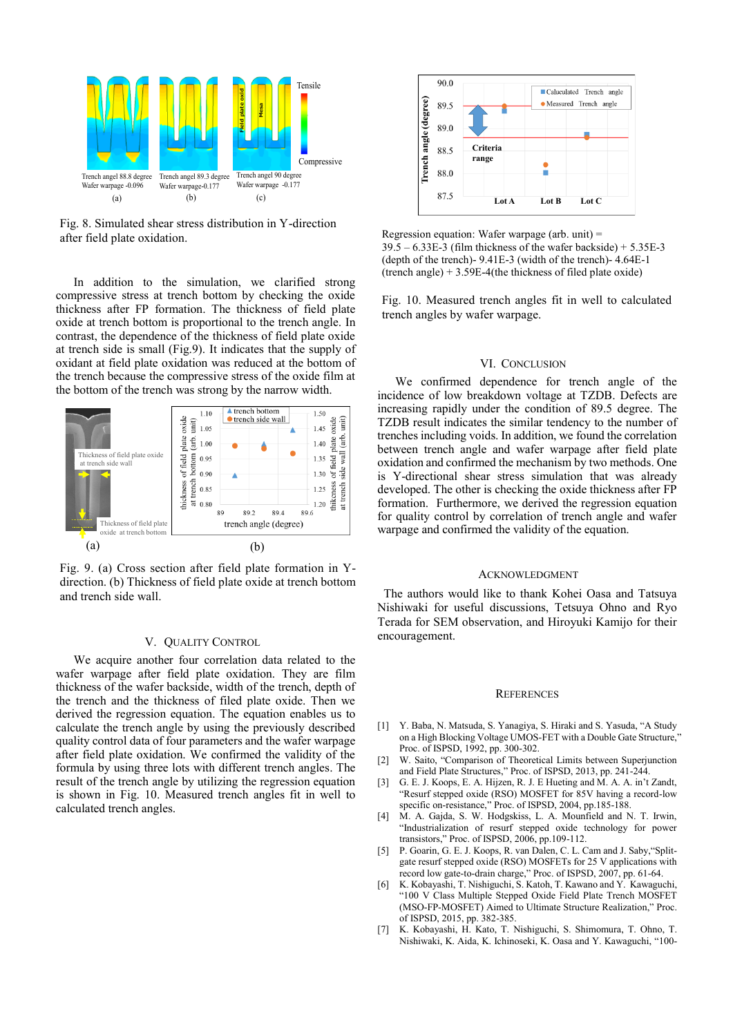Fig. 8. Simulated shear stress distribution in Y-direction after field plate oxidation.

In addition to the simulation, we clarified strong compressive stress at trench bottom by checking the oxide thickness after FP formation. The thickness of field plate oxide at trench bottom is proportional to the trench angle. In contrast, the dependence of the thickness of field plate oxide at trench side is small (Fig.9). It indicates that the supply of oxidant at field plate oxidation was reduced at the bottom of the trench because the compressive stress of the oxide film at the bottom of the trench was strong by the narrow width.

Fig. 9. (a) Cross section after field plate formation in Y-direction. (b) Thickness of field plate oxide at trench bottom and trench side wall.

## V. Quality Control

We acquire another four correlation data related to the wafer warpage after field plate oxidation. They are film thickness of the wafer backside, width of the trench, depth of the trench and the thickness of filed plate oxide. Then we derived the regression equation. The equation enables us to calculate the trench angle by using the previously described quality control data of four parameters and the wafer warpage after field plate oxidation. We confirmed the validity of the formula by using three lots with different trench angles. The result of the trench angle by utilizing the regression equation is shown in Fig. 10. Measured trench angles fit in well to calculated trench angles.

Regression equation: Wafer warpage (arb. unit) = 39.5 – 6.33E-3 (film thickness of the wafer backside) + 5.35E-3 (depth of the trench)- 9.41E-3 (width of the trench)- 4.64E-1 (trench angle) + 3.59E-4(the thickness of filed plate oxide)

Fig. 10. Measured trench angles fit in well to calculated trench angles by wafer warpage.

## VI. Conclusion

We confirmed dependence for trench angle of the incidence of low breakdown voltage at TZDB. Defects are increasing rapidly under the condition of 89.5 degree. The TZDB result indicates the similar tendency to the number of trenches including voids. In addition, we found the correlation between trench angle and wafer warpage after field plate oxidation and confirmed the mechanism by two methods. One is Y-directional shear stress simulation that was already developed. The other is checking the oxide thickness after FP formation. Furthermore, we derived the regression equation for quality control by correlation of trench angle and wafer warpage and confirmed the validity of the equation.

## Acknowledgment

The authors would like to thank Kohei Oasa and Tatsuya Nishiwaki for useful discussions, Tetsuya Ohno and Ryo Terada for SEM observation, and Hiroyuki Kamijo for their encouragement.

## References

[1] Y. Baba, N. Matsuda, S. Yanagiya, S. Hiraki and S. Yasuda, "A Study on a High Blocking Voltage UMOS-FET with a Double Gate Structure," Proc. of ISPSD, 1992, pp. 300-302.

[2] W. Saito, "Comparison of Theoretical Limits between Superjunction and Field Plate Structures," Proc. of ISPSD, 2013, pp. 241-244.

[3] G. E. J. Koops, E. A. Hijzen, R. J. E Hueting and M. A. A. in't Zandt, "Resurf stepped oxide (RSO) MOSFET for 85V having a record-low specific on-resistance," Proc. of ISPSD, 2004, pp.185-188.

[4] M. A. Gajda, S. W. Hodgskiss, L. A. Mounfield and N. T. Irwin, "Industrialization of resurf stepped oxide technology for power transistors," Proc. of ISPSD, 2006, pp.109-112.

[5] P. Goarin, G. E. J. Koops, R. van Dalen, C. L. Cam and J. Saby,"Split-gate resurf stepped oxide (RSO) MOSFETs for 25 V applications with record low gate-to-drain charge," Proc. of ISPSD, 2007, pp. 61-64.

[6] K. Kobayashi, T. Nishiguchi, S. Katoh, T. Kawano and Y. Kawaguchi, "100 V Class Multiple Stepped Oxide Field Plate Trench MOSFET (MSO-FP-MOSFET) Aimed to Ultimate Structure Realization," Proc. of ISPSD, 2015, pp. 382-385.

[7] K. Kobayashi, H. Kato, T. Nishiguchi, S. Shimomura, T. Ohno, T. Nishiwaki, K. Aida, K. Ichinoseki, K. Oasa and Y. Kawaguchi, "100-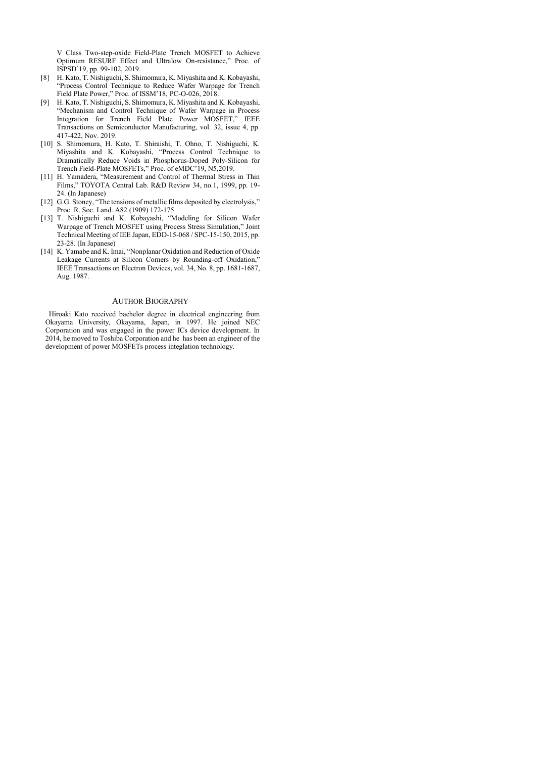V Class Two-step-oxide Field-Plate Trench MOSFET to Achieve Optimum RESURF Effect and Ultralow On-resistance," Proc. of ISPSD'19, pp. 99-102, 2019.

[8] H. Kato, T. Nishiguchi, S. Shimomura, K. Miyashita and K. Kobayashi, "Process Control Technique to Reduce Wafer Warpage for Trench Field Plate Power," Proc. of ISSM'18, PC-O-026, 2018.

[9] H. Kato, T. Nishiguchi, S. Shimomura, K. Miyashita and K. Kobayashi, "Mechanism and Control Technique of Wafer Warpage in Process Integration for Trench Field Plate Power MOSFET," IEEE Transactions on Semiconductor Manufacturing, vol. 32, issue 4, pp. 417-422, Nov. 2019.

[10] S. Shimomura, H. Kato, T. Shiraishi, T. Ohno, T. Nishiguchi, K. Miyashita and K. Kobayashi, "Process Control Technique to Dramatically Reduce Voids in Phosphorus-Doped Poly-Silicon for Trench Field-Plate MOSFETs," Proc. of eMDC'19, N5,2019.

[11] H. Yamadera, "Measurement and Control of Thermal Stress in Thin Films," TOYOTA Central Lab. R&D Review 34, no.1, 1999, pp. 19-24. (In Japanese)

[12] G.G. Stoney, "The tensions of metallic films deposited by electrolysis," Proc. R. Soc. Land. A82 (1909) 172-175.

[13] T. Nishiguchi and K. Kobayashi, "Modeling for Silicon Wafer Warpage of Trench MOSFET using Process Stress Simulation," Joint Technical Meeting of IEE Japan, EDD-15-068 / SPC-15-150, 2015, pp. 23-28. (In Japanese)

[14] K. Yamabe and K. Imai, "Nonplanar Oxidation and Reduction of Oxide Leakage Currents at Silicon Corners by Rounding-off Oxidation," IEEE Transactions on Electron Devices, vol. 34, No. 8, pp. 1681-1687, Aug. 1987.

## AUTHOR BIOGRAPHY

Hiroaki Kato received bachelor degree in electrical engineering from Okayama University, Okayama, Japan, in 1997. He joined NEC Corporation and was engaged in the power ICs device development. In 2014, he moved to Toshiba Corporation and he has been an engineer of the development of power MOSFETs process integlation technology.